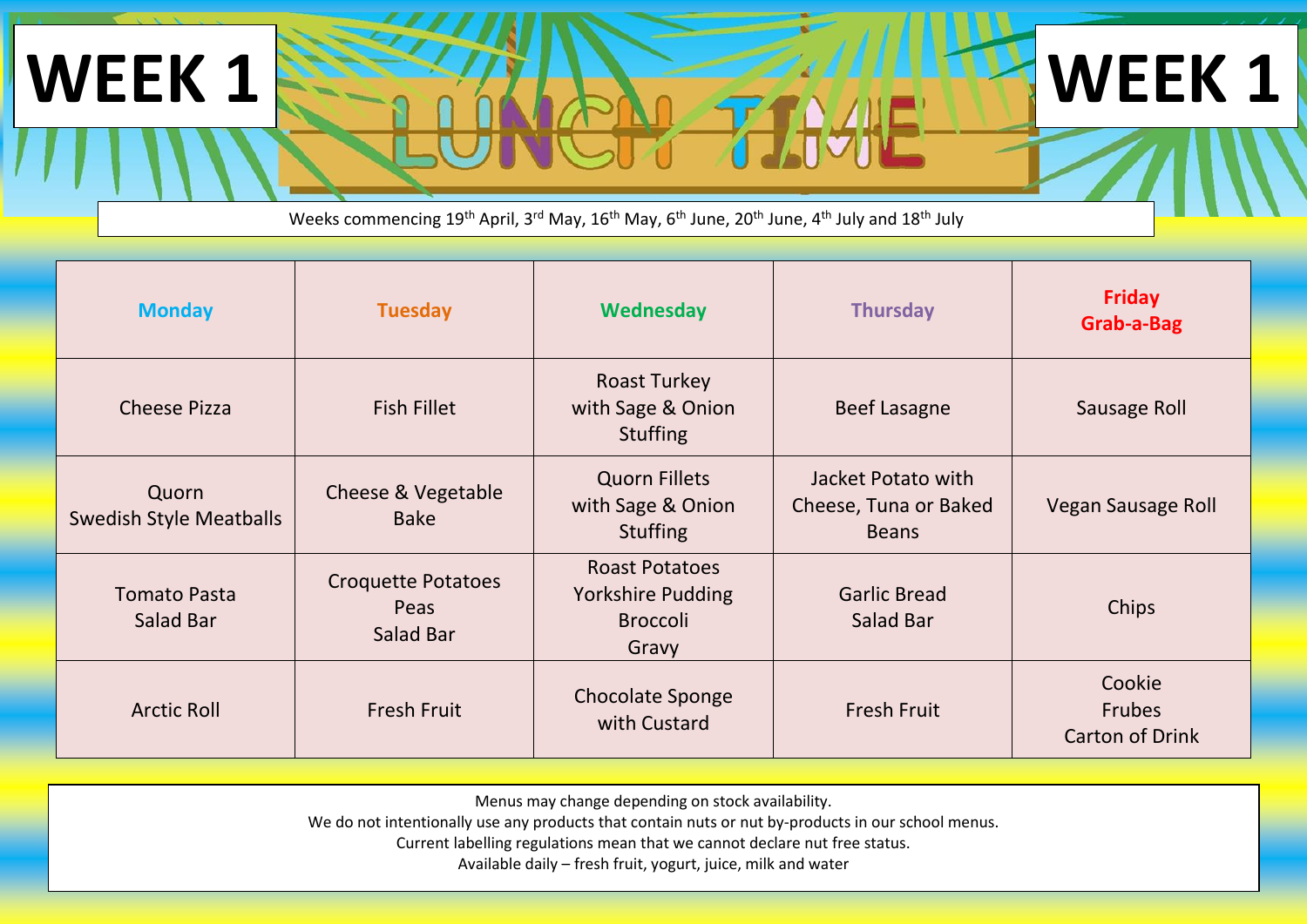# WEEK 1 — LUNCH TIME — WEEK 1

Weeks commencing 19th April, 3rd May, 16th May, 6th June, 20th June, 4th July and 18th July

| Monday | Tuesday | Wednesday | Thursday | Friday Grab-a-Bag |
|---|---|---|---|---|
| Cheese Pizza | Fish Fillet | Roast Turkey with Sage & Onion Stuffing | Beef Lasagne | Sausage Roll |
| Quorn Swedish Style Meatballs | Cheese & Vegetable Bake | Quorn Fillets with Sage & Onion Stuffing | Jacket Potato with Cheese, Tuna or Baked Beans | Vegan Sausage Roll |
| Tomato Pasta<br>Salad Bar | Croquette Potatoes<br>Peas<br>Salad Bar | Roast Potatoes<br>Yorkshire Pudding<br>Broccoli<br>Gravy | Garlic Bread<br>Salad Bar | Chips |
| Arctic Roll | Fresh Fruit | Chocolate Sponge with Custard | Fresh Fruit | Cookie<br>Frubes<br>Carton of Drink |

Menus may change depending on stock availability.
We do not intentionally use any products that contain nuts or nut by-products in our school menus.
Current labelling regulations mean that we cannot declare nut free status.
Available daily – fresh fruit, yogurt, juice, milk and water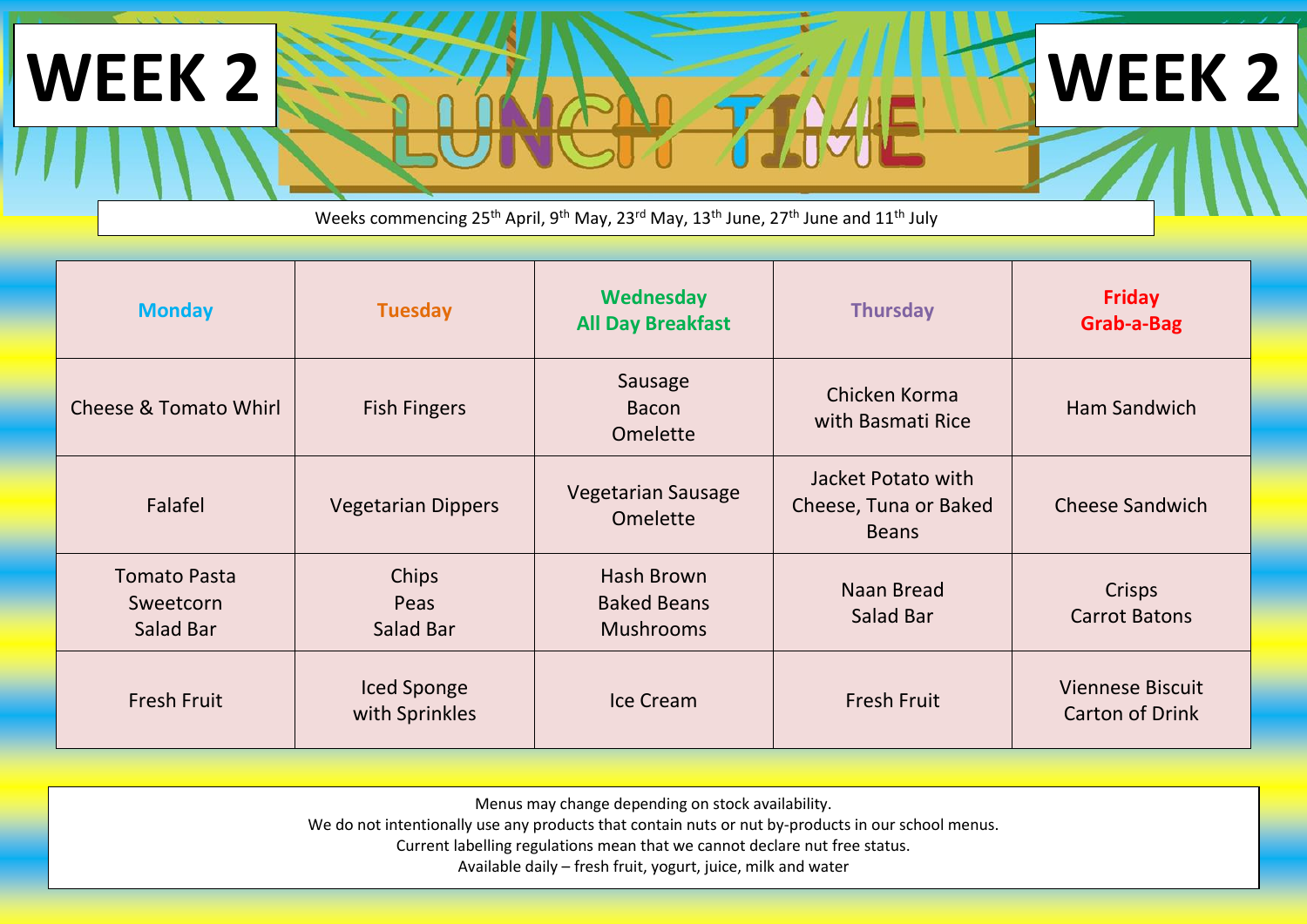# WEEK 2

# LUNCH TIME

Weeks commencing 25th April, 9th May, 23rd May, 13th June, 27th June and 11th July

| Monday | Tuesday | Wednesday<br>All Day Breakfast | Thursday | Friday<br>Grab-a-Bag |
|---|---|---|---|---|
| Cheese & Tomato Whirl | Fish Fingers | Sausage<br>Bacon<br>Omelette | Chicken Korma with Basmati Rice | Ham Sandwich |
| Falafel | Vegetarian Dippers | Vegetarian Sausage<br>Omelette | Jacket Potato with Cheese, Tuna or Baked Beans | Cheese Sandwich |
| Tomato Pasta<br>Sweetcorn<br>Salad Bar | Chips<br>Peas<br>Salad Bar | Hash Brown<br>Baked Beans<br>Mushrooms | Naan Bread<br>Salad Bar | Crisps<br>Carrot Batons |
| Fresh Fruit | Iced Sponge with Sprinkles | Ice Cream | Fresh Fruit | Viennese Biscuit<br>Carton of Drink |

Menus may change depending on stock availability.
We do not intentionally use any products that contain nuts or nut by-products in our school menus.
Current labelling regulations mean that we cannot declare nut free status.
Available daily – fresh fruit, yogurt, juice, milk and water